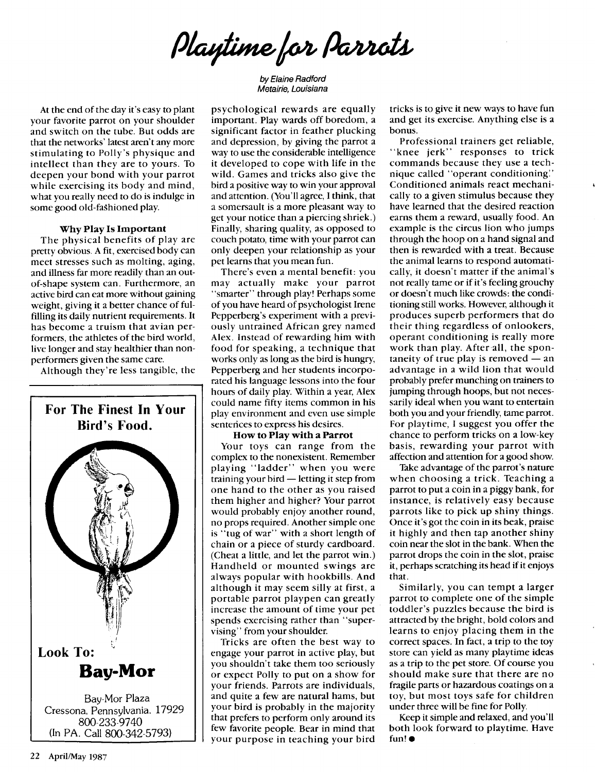# Playtime for Parrots

*by Elaine Radford*
*Metairie, Louisiana*

At the end of the day it's easy to plant your favorite parrot on your shoulder and switch on the tube. But odds are that the networks' latest aren't any more stimulating to Polly's physique and intellect than they are to yours. To deepen your bond with your parrot while exercising its body and mind, what you really need to do is indulge in some good old-fashioned play.

### Why Play Is Important

The physical benefits of play are pretty obvious. A fit, exercised body can meet stresses such as molting, aging, and illness far more readily than an out-of-shape system can. Furthermore, an active bird can eat more without gaining weight, giving it a better chance of fulfilling its daily nutrient requirements. It has become a truism that avian performers, the athletes of the bird world, live longer and stay healthier than non-performers given the same care.

Although they're less tangible, the psychological rewards are equally important. Play wards off boredom, a significant factor in feather plucking and depression, by giving the parrot a way to use the considerable intelligence it developed to cope with life in the wild. Games and tricks also give the bird a positive way to win your approval and attention. (You'll agree, I think, that a somersault is a more pleasant way to get your notice than a piercing shriek.) Finally, sharing quality, as opposed to couch potato, time with your parrot can only deepen your relationship as your pet learns that you mean fun.

There's even a mental benefit: you may actually make your parrot "smarter" through play! Perhaps some of you have heard of psychologist Irene Pepperberg's experiment with a previously untrained African grey named Alex. Instead of rewarding him with food for speaking, a technique that works only as long as the bird is hungry, Pepperberg and her students incorporated his language lessons into the four hours of daily play. Within a year, Alex could name fifty items common in his play environment and even use simple sentences to express his desires.

### How to Play with a Parrot

Your toys can range from the complex to the nonexistent. Remember playing "ladder" when you were training your bird — letting it step from one hand to the other as you raised them higher and higher? Your parrot would probably enjoy another round, no props required. Another simple one is "tug of war" with a short length of chain or a piece of sturdy cardboard. (Cheat a little, and let the parrot win.) Handheld or mounted swings are always popular with hookbills. And although it may seem silly at first, a portable parrot playpen can greatly increase the amount of time your pet spends exercising rather than "supervising" from your shoulder.

Tricks are often the best way to engage your parrot in active play, but you shouldn't take them too seriously or expect Polly to put on a show for your friends. Parrots are individuals, and quite a few are natural hams, but your bird is probably in the majority that prefers to perform only around its few favorite people. Bear in mind that your purpose in teaching your bird tricks is to give it new ways to have fun and get its exercise. Anything else is a bonus.

Professional trainers get reliable, "knee jerk" responses to trick commands because they use a technique called "operant conditioning." Conditioned animals react mechanically to a given stimulus because they have learned that the desired reaction earns them a reward, usually food. An example is the circus lion who jumps through the hoop on a hand signal and then is rewarded with a treat. Because the animal learns to respond automatically, it doesn't matter if the animal's not really tame or if it's feeling grouchy or doesn't much like crowds: the conditioning still works. However, although it produces superb performers that do their thing regardless of onlookers, operant conditioning is really more work than play. After all, the spontaneity of true play is removed — an advantage in a wild lion that would probably prefer munching on trainers to jumping through hoops, but not necessarily ideal when you want to entertain both you and your friendly, tame parrot. For playtime, I suggest you offer the chance to perform tricks on a low-key basis, rewarding your parrot with affection and attention for a good show.

Take advantage of the parrot's nature when choosing a trick. Teaching a parrot to put a coin in a piggy bank, for instance, is relatively easy because parrots like to pick up shiny things. Once it's got the coin in its beak, praise it highly and then tap another shiny coin near the slot in the bank. When the parrot drops the coin in the slot, praise it, perhaps scratching its head if it enjoys that.

Similarly, you can tempt a larger parrot to complete one of the simple toddler's puzzles because the bird is attracted by the bright, bold colors and learns to enjoy placing them in the correct spaces. In fact, a trip to the toy store can yield as many playtime ideas as a trip to the pet store. Of course you should make sure that there are no fragile parts or hazardous coatings on a toy, but most toys safe for children under three will be fine for Polly.

Keep it simple and relaxed, and you'll both look forward to playtime. Have fun! ●

---

**For The Finest In Your Bird's Food.**

**Look To:**

**Bay-Mor**

Bay-Mor Plaza
Cressona, Pennsylvania. 17929
800-233-9740
(In PA. Call 800-342-5793)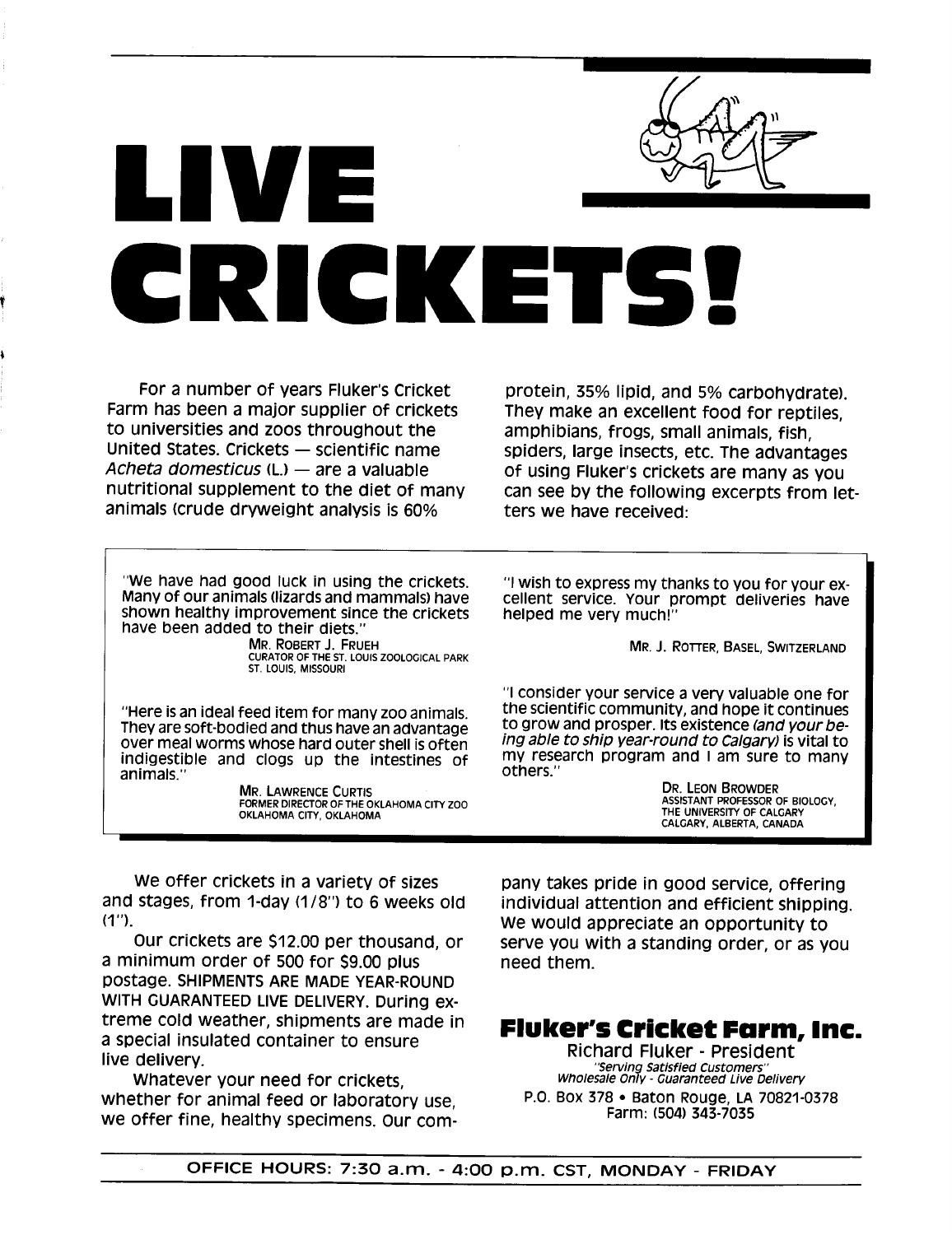# LIVE CRICKETS!

For a number of years Fluker's Cricket Farm has been a major supplier of crickets to universities and zoos throughout the United States. Crickets — scientific name *Acheta domesticus* (L.) — are a valuable nutritional supplement to the diet of many animals (crude dryweight analysis is 60% protein, 35% lipid, and 5% carbohydrate). They make an excellent food for reptiles, amphibians, frogs, small animals, fish, spiders, large insects, etc. The advantages of using Fluker's crickets are many as you can see by the following excerpts from letters we have received:

> "We have had good luck in using the crickets. Many of our animals (lizards and mammals) have shown healthy improvement since the crickets have been added to their diets."
>
> MR. ROBERT J. FRUEH
> CURATOR OF THE ST. LOUIS ZOOLOGICAL PARK
> ST. LOUIS, MISSOURI

> "Here is an ideal feed item for many zoo animals. They are soft-bodied and thus have an advantage over meal worms whose hard outer shell is often indigestible and clogs up the intestines of animals."
>
> MR. LAWRENCE CURTIS
> FORMER DIRECTOR OF THE OKLAHOMA CITY ZOO
> OKLAHOMA CITY, OKLAHOMA

> "I wish to express my thanks to you for your excellent service. Your prompt deliveries have helped me very much!"
>
> MR. J. ROTTER, BASEL, SWITZERLAND

> "I consider your service a very valuable one for the scientific community, and hope it continues to grow and prosper. Its existence *(and your being able to ship year-round to Calgary)* is vital to my research program and I am sure to many others."
>
> DR. LEON BROWDER
> ASSISTANT PROFESSOR OF BIOLOGY,
> THE UNIVERSITY OF CALGARY
> CALGARY, ALBERTA, CANADA

We offer crickets in a variety of sizes and stages, from 1-day (1/8") to 6 weeks old (1").

Our crickets are $12.00 per thousand, or a minimum order of 500 for $9.00 plus postage. SHIPMENTS ARE MADE YEAR-ROUND WITH GUARANTEED LIVE DELIVERY. During extreme cold weather, shipments are made in a special insulated container to ensure live delivery.

Whatever your need for crickets, whether for animal feed or laboratory use, we offer fine, healthy specimens. Our company takes pride in good service, offering individual attention and efficient shipping. We would appreciate an opportunity to serve you with a standing order, or as you need them.

## Fluker's Cricket Farm, Inc.

Richard Fluker - President
*"Serving Satisfied Customers"*
*Wholesale Only - Guaranteed Live Delivery*
P.O. Box 378 • Baton Rouge, LA 70821-0378
Farm: (504) 343-7035

OFFICE HOURS: 7:30 a.m. - 4:00 p.m. CST, MONDAY - FRIDAY